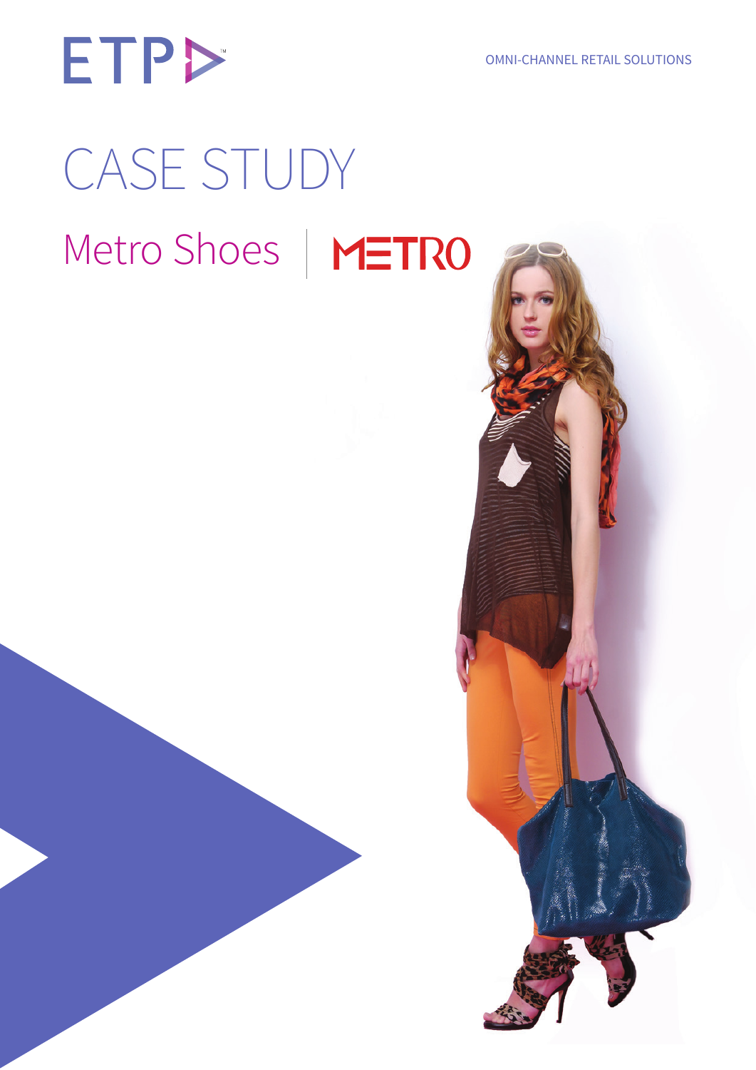ETP

OMNI-CHANNEL RETAIL SOLUTIONS

# CASE STUDY

## Metro Shoes | METRO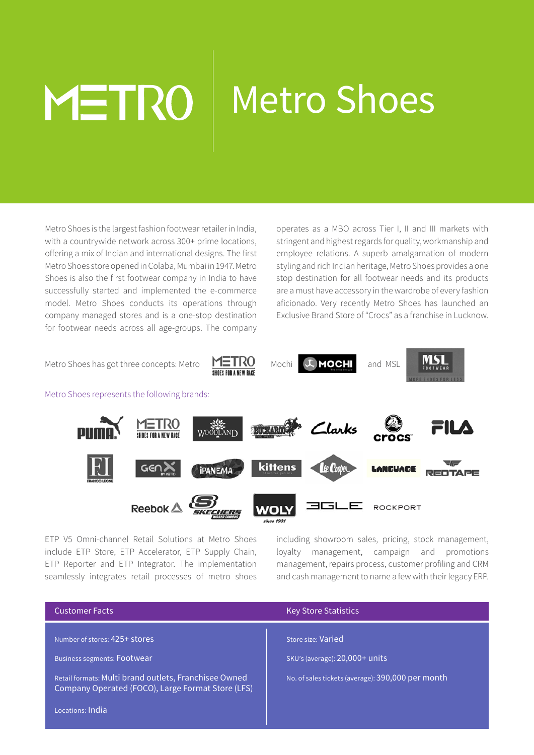# Metro Shoes

Metro Shoes is the largest fashion footwear retailer in India, with a countrywide network across 300+ prime locations, offering a mix of Indian and international designs. The first Metro Shoes store opened in Colaba, Mumbai in 1947. Metro Shoes is also the first footwear company in India to have successfully started and implemented the e-commerce model. Metro Shoes conducts its operations through company managed stores and is a one-stop destination for footwear needs across all age-groups. The company operates as a MBO across Tier I, II and III markets with stringent and highest regards for quality, workmanship and employee relations. A superb amalgamation of modern styling and rich Indian heritage, Metro Shoes provides a one stop destination for all footwear needs and its products are a must have accessory in the wardrobe of every fashion aficionado. Very recently Metro Shoes has launched an Exclusive Brand Store of "Crocs" as a franchise in Lucknow.

Metro Shoes has got three concepts: Metro, Mochi and MSL

Metro Shoes represents the following brands:

ETP V5 Omni-channel Retail Solutions at Metro Shoes include ETP Store, ETP Accelerator, ETP Supply Chain, ETP Reporter and ETP Integrator. The implementation seamlessly integrates retail processes of metro shoes including showroom sales, pricing, stock management, loyalty management, campaign and promotions management, repairs process, customer profiling and CRM and cash management to name a few with their legacy ERP.

| Customer Facts | Key Store Statistics |
|---|---|
| Number of stores: 425+ stores | Store size: Varied |
| Business segments: Footwear | SKU's (average): 20,000+ units |
| Retail formats: Multi brand outlets, Franchisee Owned Company Operated (FOCO), Large Format Store (LFS) | No. of sales tickets (average): 390,000 per month |
| Locations: India | |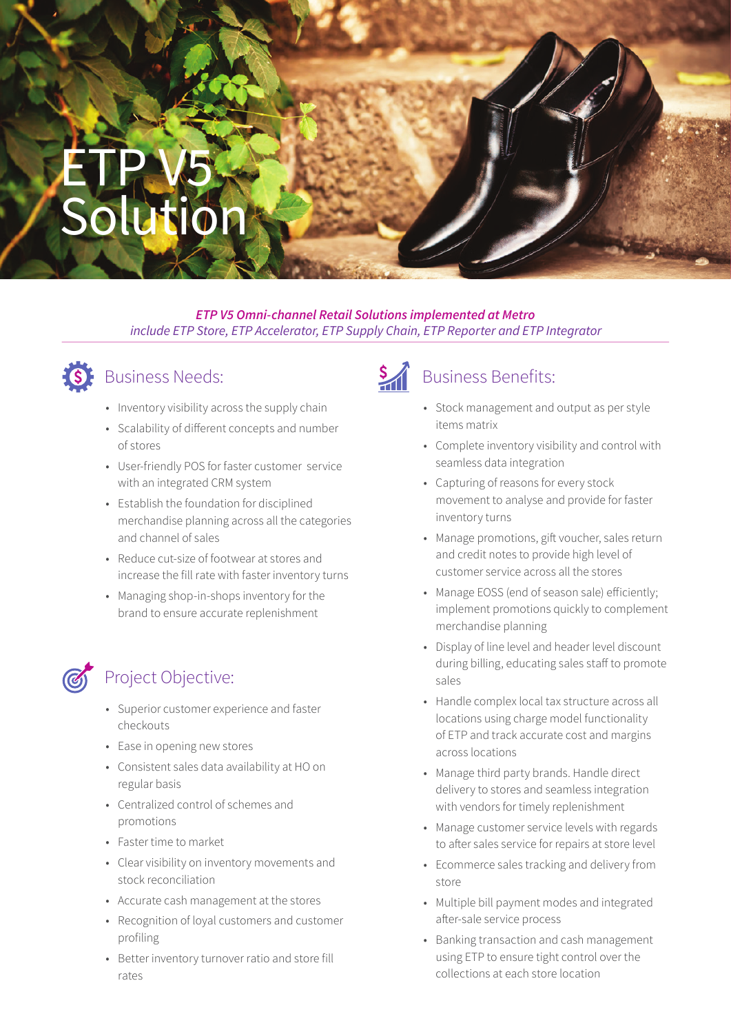# ETP V5 Solution

***ETP V5 Omni-channel Retail Solutions implemented at Metro***
*include ETP Store, ETP Accelerator, ETP Supply Chain, ETP Reporter and ETP Integrator*

## Business Needs:

- Inventory visibility across the supply chain
- Scalability of different concepts and number of stores
- User-friendly POS for faster customer service with an integrated CRM system
- Establish the foundation for disciplined merchandise planning across all the categories and channel of sales
- Reduce cut-size of footwear at stores and increase the fill rate with faster inventory turns
- Managing shop-in-shops inventory for the brand to ensure accurate replenishment

## Project Objective:

- Superior customer experience and faster checkouts
- Ease in opening new stores
- Consistent sales data availability at HO on regular basis
- Centralized control of schemes and promotions
- Faster time to market
- Clear visibility on inventory movements and stock reconciliation
- Accurate cash management at the stores
- Recognition of loyal customers and customer profiling
- Better inventory turnover ratio and store fill rates

## Business Benefits:

- Stock management and output as per style items matrix
- Complete inventory visibility and control with seamless data integration
- Capturing of reasons for every stock movement to analyse and provide for faster inventory turns
- Manage promotions, gift voucher, sales return and credit notes to provide high level of customer service across all the stores
- Manage EOSS (end of season sale) efficiently; implement promotions quickly to complement merchandise planning
- Display of line level and header level discount during billing, educating sales staff to promote sales
- Handle complex local tax structure across all locations using charge model functionality of ETP and track accurate cost and margins across locations
- Manage third party brands. Handle direct delivery to stores and seamless integration with vendors for timely replenishment
- Manage customer service levels with regards to after sales service for repairs at store level
- Ecommerce sales tracking and delivery from store
- Multiple bill payment modes and integrated after-sale service process
- Banking transaction and cash management using ETP to ensure tight control over the collections at each store location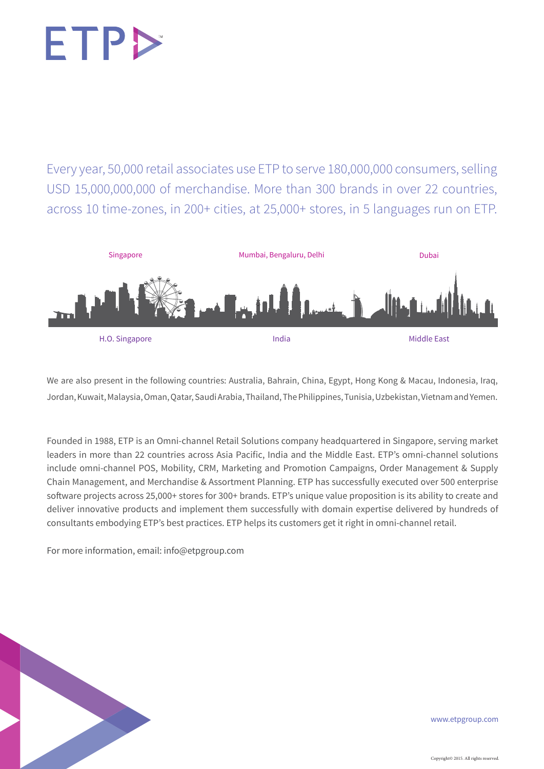# ETP

Every year, 50,000 retail associates use ETP to serve 180,000,000 consumers, selling USD 15,000,000,000 of merchandise. More than 300 brands in over 22 countries, across 10 time-zones, in 200+ cities, at 25,000+ stores, in 5 languages run on ETP.

Singapore
Mumbai, Bengaluru, Delhi
Dubai

H.O. Singapore
India
Middle East

We are also present in the following countries: Australia, Bahrain, China, Egypt, Hong Kong & Macau, Indonesia, Iraq, Jordan, Kuwait, Malaysia, Oman, Qatar, Saudi Arabia, Thailand, The Philippines, Tunisia, Uzbekistan, Vietnam and Yemen.

Founded in 1988, ETP is an Omni-channel Retail Solutions company headquartered in Singapore, serving market leaders in more than 22 countries across Asia Pacific, India and the Middle East. ETP's omni-channel solutions include omni-channel POS, Mobility, CRM, Marketing and Promotion Campaigns, Order Management & Supply Chain Management, and Merchandise & Assortment Planning. ETP has successfully executed over 500 enterprise software projects across 25,000+ stores for 300+ brands. ETP's unique value proposition is its ability to create and deliver innovative products and implement them successfully with domain expertise delivered by hundreds of consultants embodying ETP's best practices. ETP helps its customers get it right in omni-channel retail.

For more information, email: info@etpgroup.com

www.etpgroup.com

Copyright© 2015. All rights reserved.